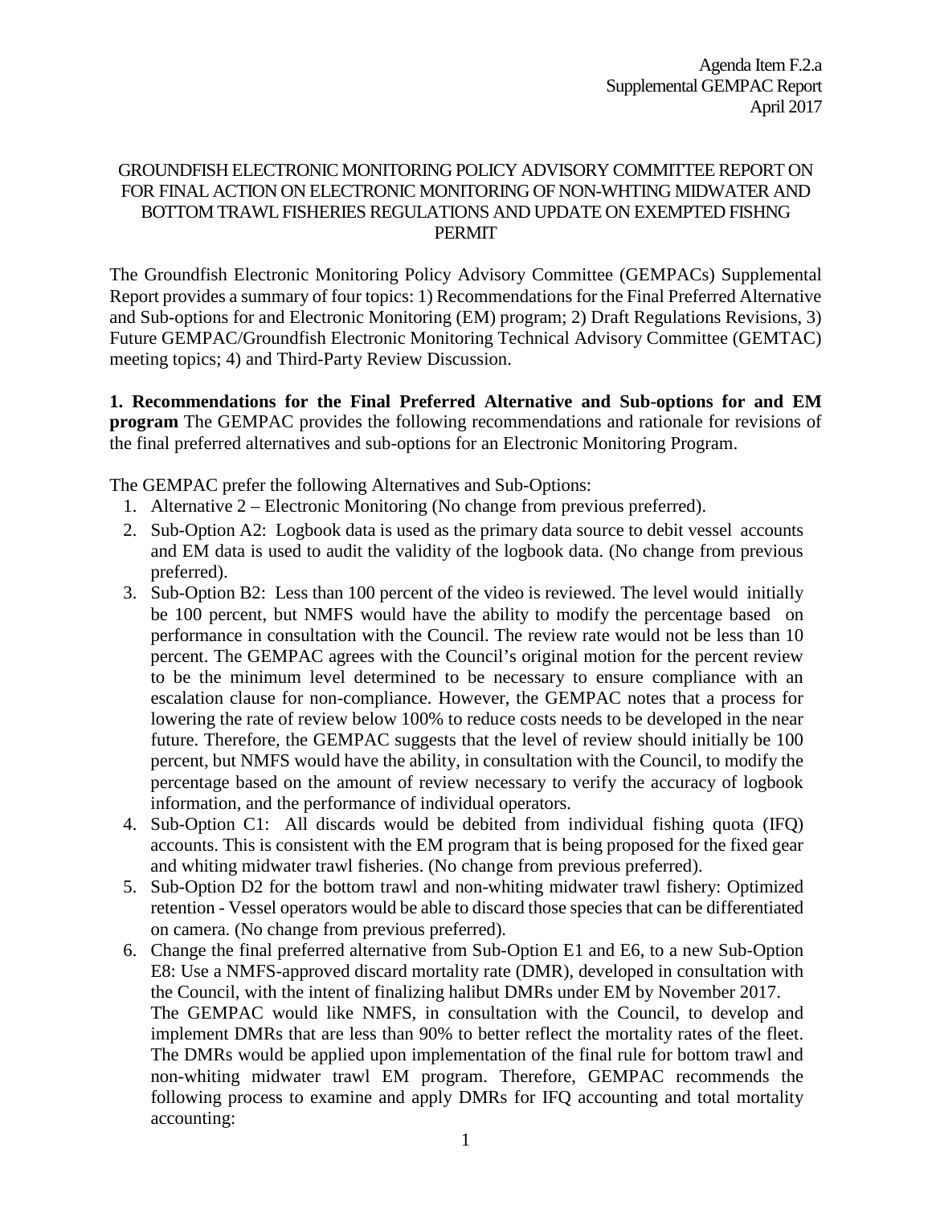Agenda Item F.2.a
Supplemental GEMPAC Report
April 2017

# GROUNDFISH ELECTRONIC MONITORING POLICY ADVISORY COMMITTEE REPORT ON FOR FINAL ACTION ON ELECTRONIC MONITORING OF NON-WHTING MIDWATER AND BOTTOM TRAWL FISHERIES REGULATIONS AND UPDATE ON EXEMPTED FISHNG PERMIT

The Groundfish Electronic Monitoring Policy Advisory Committee (GEMPACs) Supplemental Report provides a summary of four topics: 1) Recommendations for the Final Preferred Alternative and Sub-options for and Electronic Monitoring (EM) program; 2) Draft Regulations Revisions, 3) Future GEMPAC/Groundfish Electronic Monitoring Technical Advisory Committee (GEMTAC) meeting topics; 4) and Third-Party Review Discussion.

**1. Recommendations for the Final Preferred Alternative and Sub-options for and EM program** The GEMPAC provides the following recommendations and rationale for revisions of the final preferred alternatives and sub-options for an Electronic Monitoring Program.

The GEMPAC prefer the following Alternatives and Sub-Options:

1. Alternative 2 – Electronic Monitoring (No change from previous preferred).
2. Sub-Option A2: Logbook data is used as the primary data source to debit vessel accounts and EM data is used to audit the validity of the logbook data. (No change from previous preferred).
3. Sub-Option B2: Less than 100 percent of the video is reviewed. The level would initially be 100 percent, but NMFS would have the ability to modify the percentage based on performance in consultation with the Council. The review rate would not be less than 10 percent. The GEMPAC agrees with the Council's original motion for the percent review to be the minimum level determined to be necessary to ensure compliance with an escalation clause for non-compliance. However, the GEMPAC notes that a process for lowering the rate of review below 100% to reduce costs needs to be developed in the near future. Therefore, the GEMPAC suggests that the level of review should initially be 100 percent, but NMFS would have the ability, in consultation with the Council, to modify the percentage based on the amount of review necessary to verify the accuracy of logbook information, and the performance of individual operators.
4. Sub-Option C1: All discards would be debited from individual fishing quota (IFQ) accounts. This is consistent with the EM program that is being proposed for the fixed gear and whiting midwater trawl fisheries. (No change from previous preferred).
5. Sub-Option D2 for the bottom trawl and non-whiting midwater trawl fishery: Optimized retention - Vessel operators would be able to discard those species that can be differentiated on camera. (No change from previous preferred).
6. Change the final preferred alternative from Sub-Option E1 and E6, to a new Sub-Option E8: Use a NMFS-approved discard mortality rate (DMR), developed in consultation with the Council, with the intent of finalizing halibut DMRs under EM by November 2017. The GEMPAC would like NMFS, in consultation with the Council, to develop and implement DMRs that are less than 90% to better reflect the mortality rates of the fleet. The DMRs would be applied upon implementation of the final rule for bottom trawl and non-whiting midwater trawl EM program. Therefore, GEMPAC recommends the following process to examine and apply DMRs for IFQ accounting and total mortality accounting: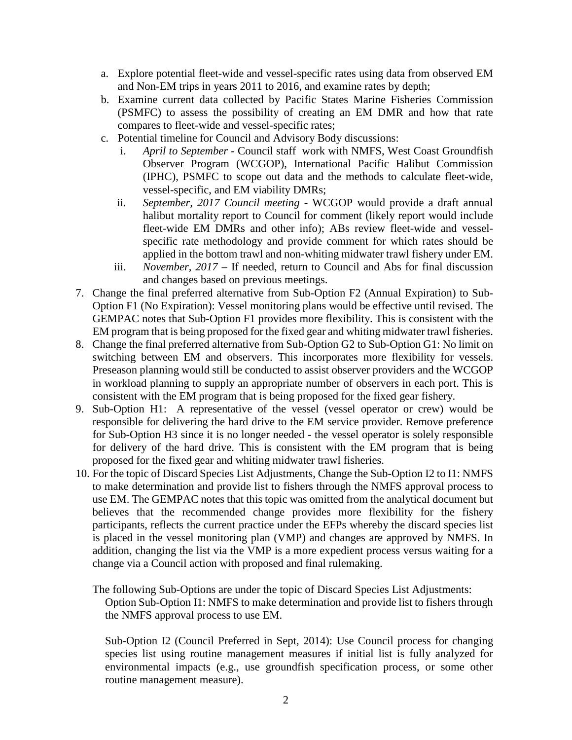a. Explore potential fleet-wide and vessel-specific rates using data from observed EM and Non-EM trips in years 2011 to 2016, and examine rates by depth;
   b. Examine current data collected by Pacific States Marine Fisheries Commission (PSMFC) to assess the possibility of creating an EM DMR and how that rate compares to fleet-wide and vessel-specific rates;
   c. Potential timeline for Council and Advisory Body discussions:
      i. *April to September* - Council staff work with NMFS, West Coast Groundfish Observer Program (WCGOP), International Pacific Halibut Commission (IPHC), PSMFC to scope out data and the methods to calculate fleet-wide, vessel-specific, and EM viability DMRs;
      ii. *September, 2017 Council meeting* - WCGOP would provide a draft annual halibut mortality report to Council for comment (likely report would include fleet-wide EM DMRs and other info); ABs review fleet-wide and vessel-specific rate methodology and provide comment for which rates should be applied in the bottom trawl and non-whiting midwater trawl fishery under EM.
      iii. *November, 2017* – If needed, return to Council and Abs for final discussion and changes based on previous meetings.

7. Change the final preferred alternative from Sub-Option F2 (Annual Expiration) to Sub-Option F1 (No Expiration): Vessel monitoring plans would be effective until revised. The GEMPAC notes that Sub-Option F1 provides more flexibility. This is consistent with the EM program that is being proposed for the fixed gear and whiting midwater trawl fisheries.
8. Change the final preferred alternative from Sub-Option G2 to Sub-Option G1: No limit on switching between EM and observers. This incorporates more flexibility for vessels. Preseason planning would still be conducted to assist observer providers and the WCGOP in workload planning to supply an appropriate number of observers in each port. This is consistent with the EM program that is being proposed for the fixed gear fishery.
9. Sub-Option H1: A representative of the vessel (vessel operator or crew) would be responsible for delivering the hard drive to the EM service provider. Remove preference for Sub-Option H3 since it is no longer needed - the vessel operator is solely responsible for delivery of the hard drive. This is consistent with the EM program that is being proposed for the fixed gear and whiting midwater trawl fisheries.
10. For the topic of Discard Species List Adjustments, Change the Sub-Option I2 to I1: NMFS to make determination and provide list to fishers through the NMFS approval process to use EM. The GEMPAC notes that this topic was omitted from the analytical document but believes that the recommended change provides more flexibility for the fishery participants, reflects the current practice under the EFPs whereby the discard species list is placed in the vessel monitoring plan (VMP) and changes are approved by NMFS. In addition, changing the list via the VMP is a more expedient process versus waiting for a change via a Council action with proposed and final rulemaking.

    The following Sub-Options are under the topic of Discard Species List Adjustments:

    Option Sub-Option I1: NMFS to make determination and provide list to fishers through the NMFS approval process to use EM.

    Sub-Option I2 (Council Preferred in Sept, 2014): Use Council process for changing species list using routine management measures if initial list is fully analyzed for environmental impacts (e.g., use groundfish specification process, or some other routine management measure).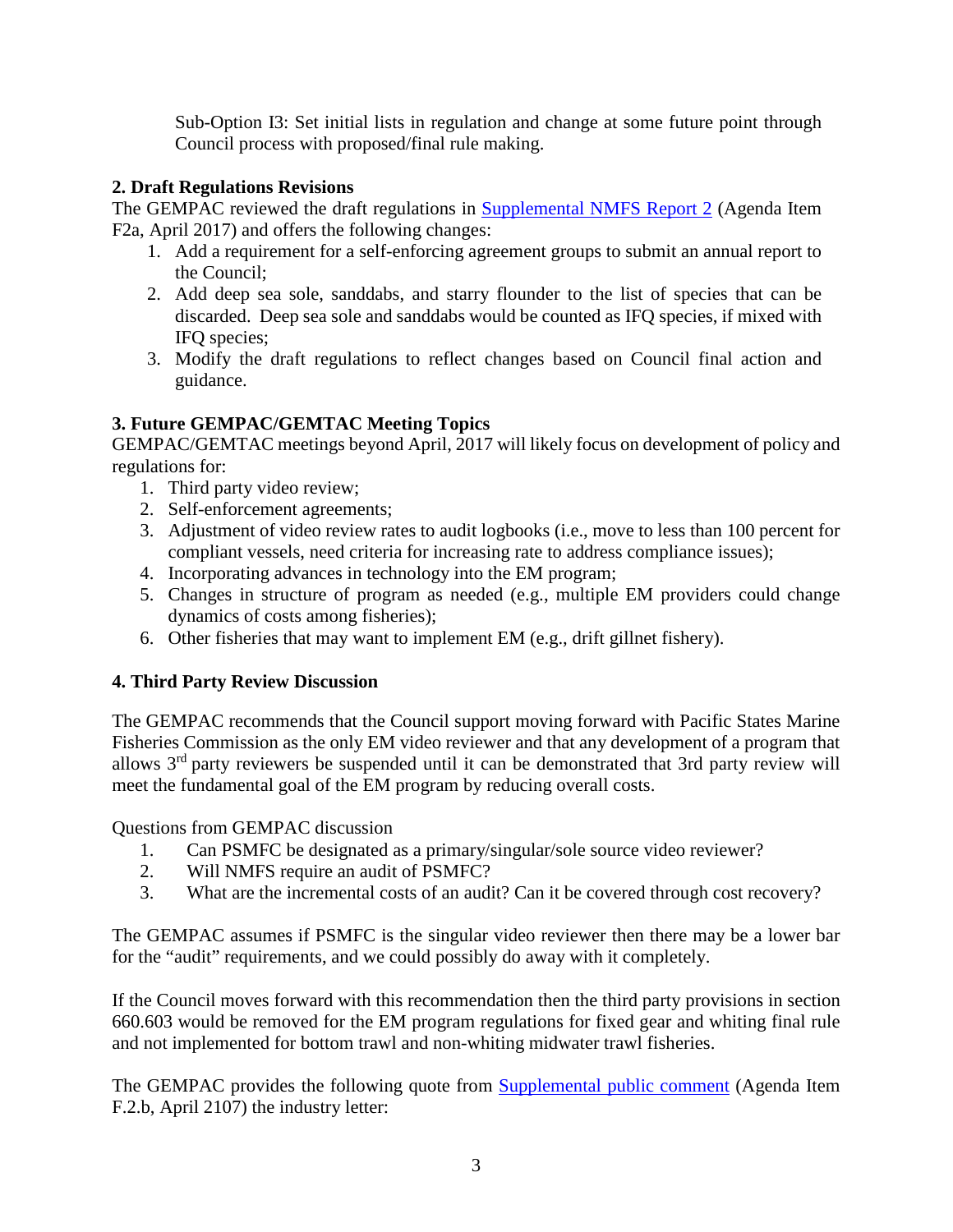Sub-Option I3: Set initial lists in regulation and change at some future point through Council process with proposed/final rule making.

**2. Draft Regulations Revisions**

The GEMPAC reviewed the draft regulations in [Supplemental NMFS Report 2](#) (Agenda Item F2a, April 2017) and offers the following changes:

1. Add a requirement for a self-enforcing agreement groups to submit an annual report to the Council;
2. Add deep sea sole, sanddabs, and starry flounder to the list of species that can be discarded. Deep sea sole and sanddabs would be counted as IFQ species, if mixed with IFQ species;
3. Modify the draft regulations to reflect changes based on Council final action and guidance.

**3. Future GEMPAC/GEMTAC Meeting Topics**

GEMPAC/GEMTAC meetings beyond April, 2017 will likely focus on development of policy and regulations for:

1. Third party video review;
2. Self-enforcement agreements;
3. Adjustment of video review rates to audit logbooks (i.e., move to less than 100 percent for compliant vessels, need criteria for increasing rate to address compliance issues);
4. Incorporating advances in technology into the EM program;
5. Changes in structure of program as needed (e.g., multiple EM providers could change dynamics of costs among fisheries);
6. Other fisheries that may want to implement EM (e.g., drift gillnet fishery).

**4. Third Party Review Discussion**

The GEMPAC recommends that the Council support moving forward with Pacific States Marine Fisheries Commission as the only EM video reviewer and that any development of a program that allows 3rd party reviewers be suspended until it can be demonstrated that 3rd party review will meet the fundamental goal of the EM program by reducing overall costs.

Questions from GEMPAC discussion

1. Can PSMFC be designated as a primary/singular/sole source video reviewer?
2. Will NMFS require an audit of PSMFC?
3. What are the incremental costs of an audit? Can it be covered through cost recovery?

The GEMPAC assumes if PSMFC is the singular video reviewer then there may be a lower bar for the "audit" requirements, and we could possibly do away with it completely.

If the Council moves forward with this recommendation then the third party provisions in section 660.603 would be removed for the EM program regulations for fixed gear and whiting final rule and not implemented for bottom trawl and non-whiting midwater trawl fisheries.

The GEMPAC provides the following quote from [Supplemental public comment](#) (Agenda Item F.2.b, April 2107) the industry letter: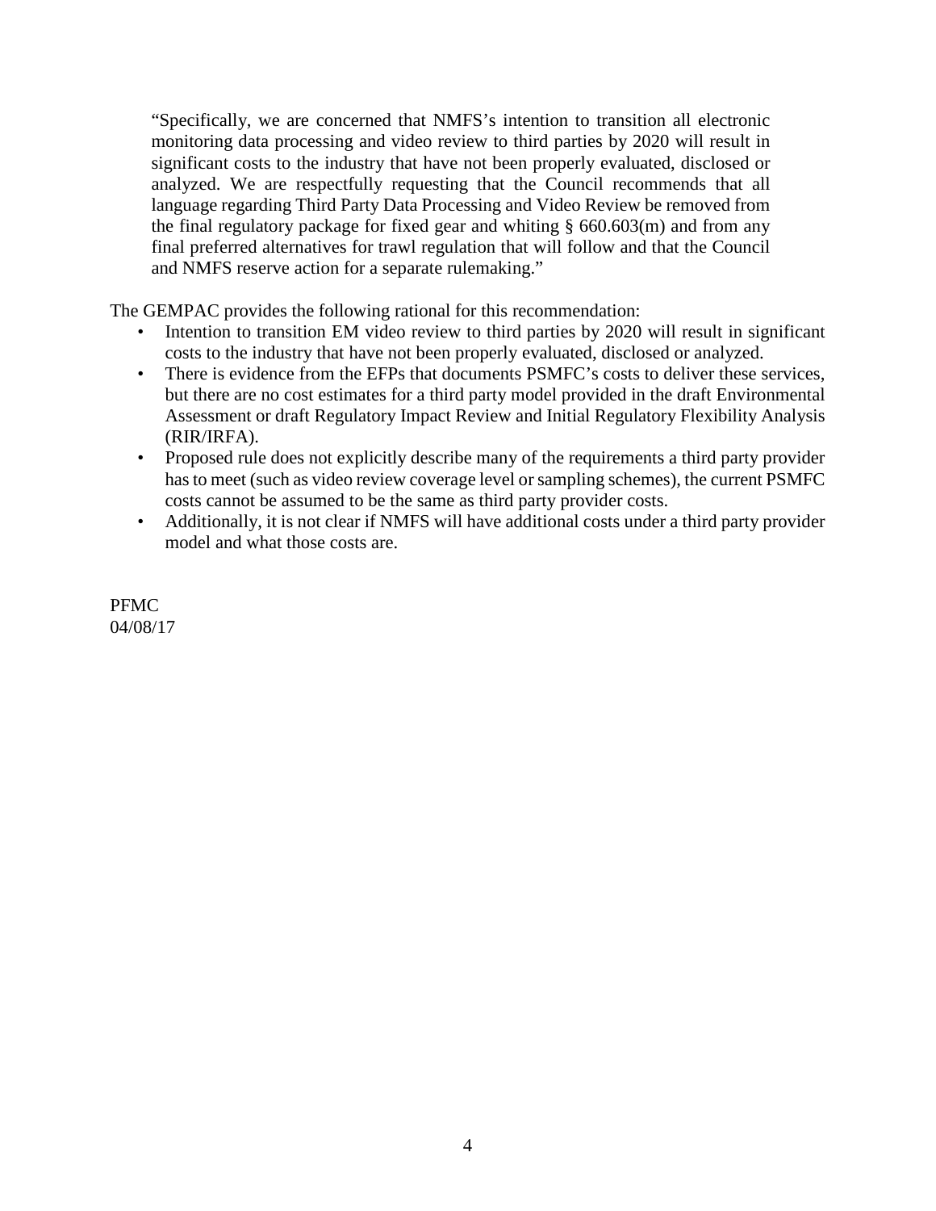> "Specifically, we are concerned that NMFS's intention to transition all electronic monitoring data processing and video review to third parties by 2020 will result in significant costs to the industry that have not been properly evaluated, disclosed or analyzed. We are respectfully requesting that the Council recommends that all language regarding Third Party Data Processing and Video Review be removed from the final regulatory package for fixed gear and whiting § 660.603(m) and from any final preferred alternatives for trawl regulation that will follow and that the Council and NMFS reserve action for a separate rulemaking."

The GEMPAC provides the following rational for this recommendation:

- Intention to transition EM video review to third parties by 2020 will result in significant costs to the industry that have not been properly evaluated, disclosed or analyzed.
- There is evidence from the EFPs that documents PSMFC's costs to deliver these services, but there are no cost estimates for a third party model provided in the draft Environmental Assessment or draft Regulatory Impact Review and Initial Regulatory Flexibility Analysis (RIR/IRFA).
- Proposed rule does not explicitly describe many of the requirements a third party provider has to meet (such as video review coverage level or sampling schemes), the current PSMFC costs cannot be assumed to be the same as third party provider costs.
- Additionally, it is not clear if NMFS will have additional costs under a third party provider model and what those costs are.

PFMC
04/08/17